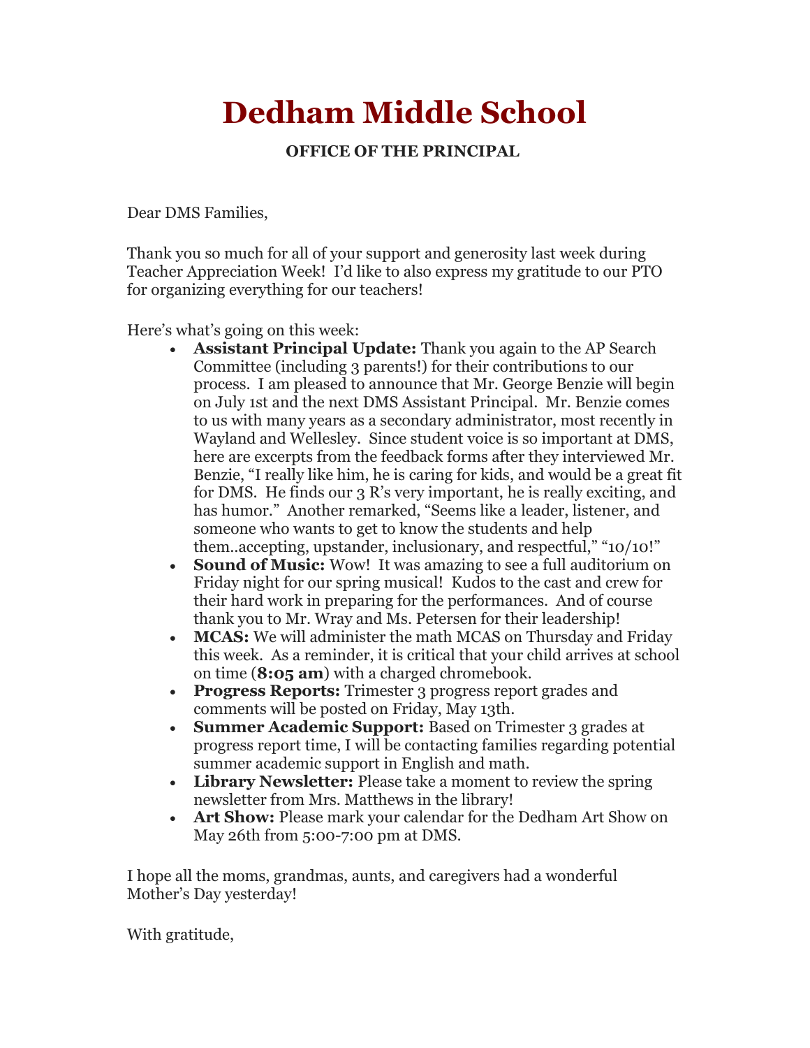# Dedham Middle School

**OFFICE OF THE PRINCIPAL**

Dear DMS Families,

Thank you so much for all of your support and generosity last week during Teacher Appreciation Week! I'd like to also express my gratitude to our PTO for organizing everything for our teachers!

Here's what's going on this week:

- **Assistant Principal Update:** Thank you again to the AP Search Committee (including 3 parents!) for their contributions to our process. I am pleased to announce that Mr. George Benzie will begin on July 1st and the next DMS Assistant Principal. Mr. Benzie comes to us with many years as a secondary administrator, most recently in Wayland and Wellesley. Since student voice is so important at DMS, here are excerpts from the feedback forms after they interviewed Mr. Benzie, "I really like him, he is caring for kids, and would be a great fit for DMS. He finds our 3 R's very important, he is really exciting, and has humor." Another remarked, "Seems like a leader, listener, and someone who wants to get to know the students and help them..accepting, upstander, inclusionary, and respectful," "10/10!"
- **Sound of Music:** Wow! It was amazing to see a full auditorium on Friday night for our spring musical! Kudos to the cast and crew for their hard work in preparing for the performances. And of course thank you to Mr. Wray and Ms. Petersen for their leadership!
- **MCAS:** We will administer the math MCAS on Thursday and Friday this week. As a reminder, it is critical that your child arrives at school on time (**8:05 am**) with a charged chromebook.
- **Progress Reports:** Trimester 3 progress report grades and comments will be posted on Friday, May 13th.
- **Summer Academic Support:** Based on Trimester 3 grades at progress report time, I will be contacting families regarding potential summer academic support in English and math.
- **Library Newsletter:** Please take a moment to review the spring newsletter from Mrs. Matthews in the library!
- **Art Show:** Please mark your calendar for the Dedham Art Show on May 26th from 5:00-7:00 pm at DMS.

I hope all the moms, grandmas, aunts, and caregivers had a wonderful Mother's Day yesterday!

With gratitude,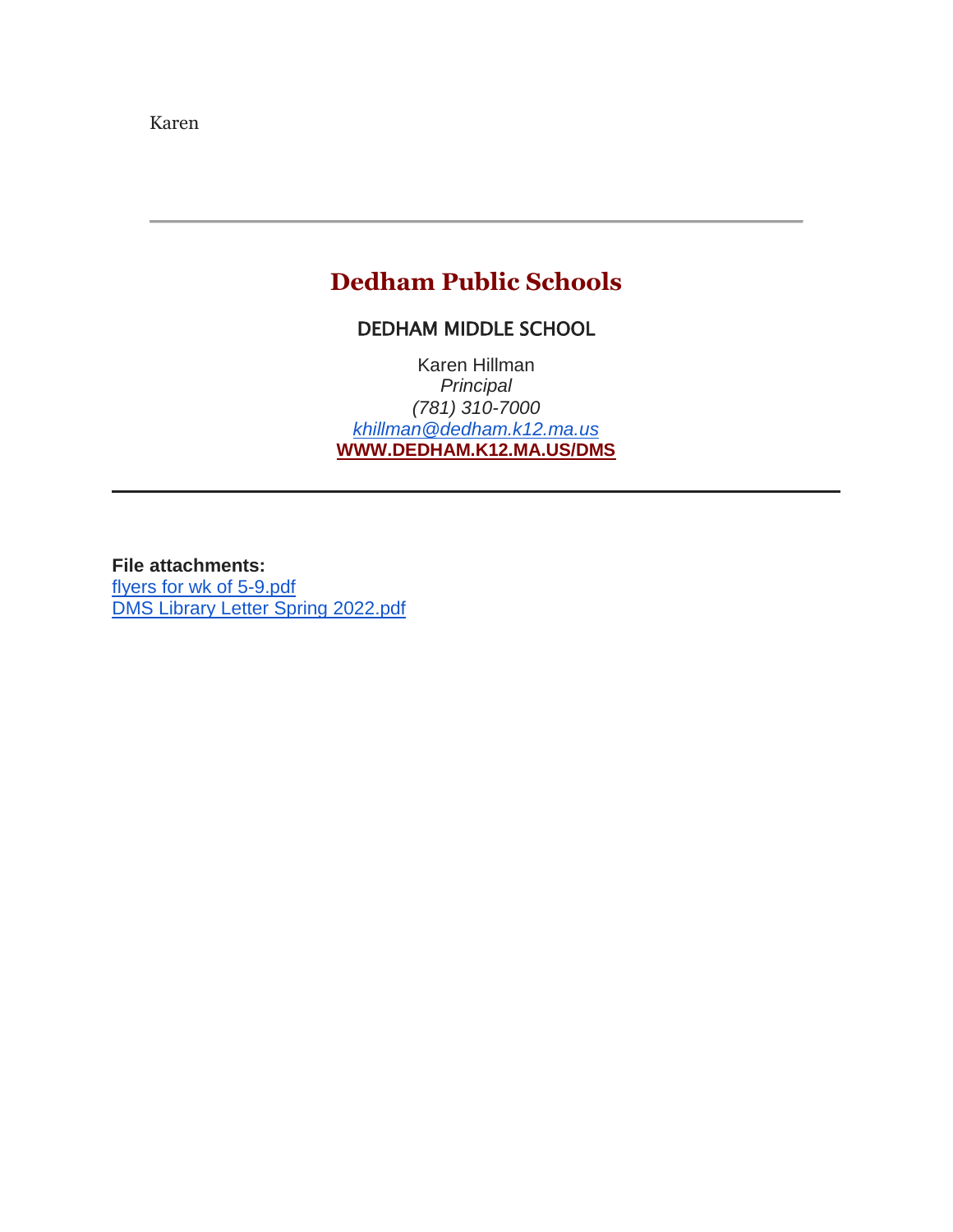Karen

---

## Dedham Public Schools

DEDHAM MIDDLE SCHOOL

Karen Hillman
*Principal*
*(781) 310-7000*
*khillman@dedham.k12.ma.us*
**WWW.DEDHAM.K12.MA.US/DMS**

---

**File attachments:**
flyers for wk of 5-9.pdf
DMS Library Letter Spring 2022.pdf